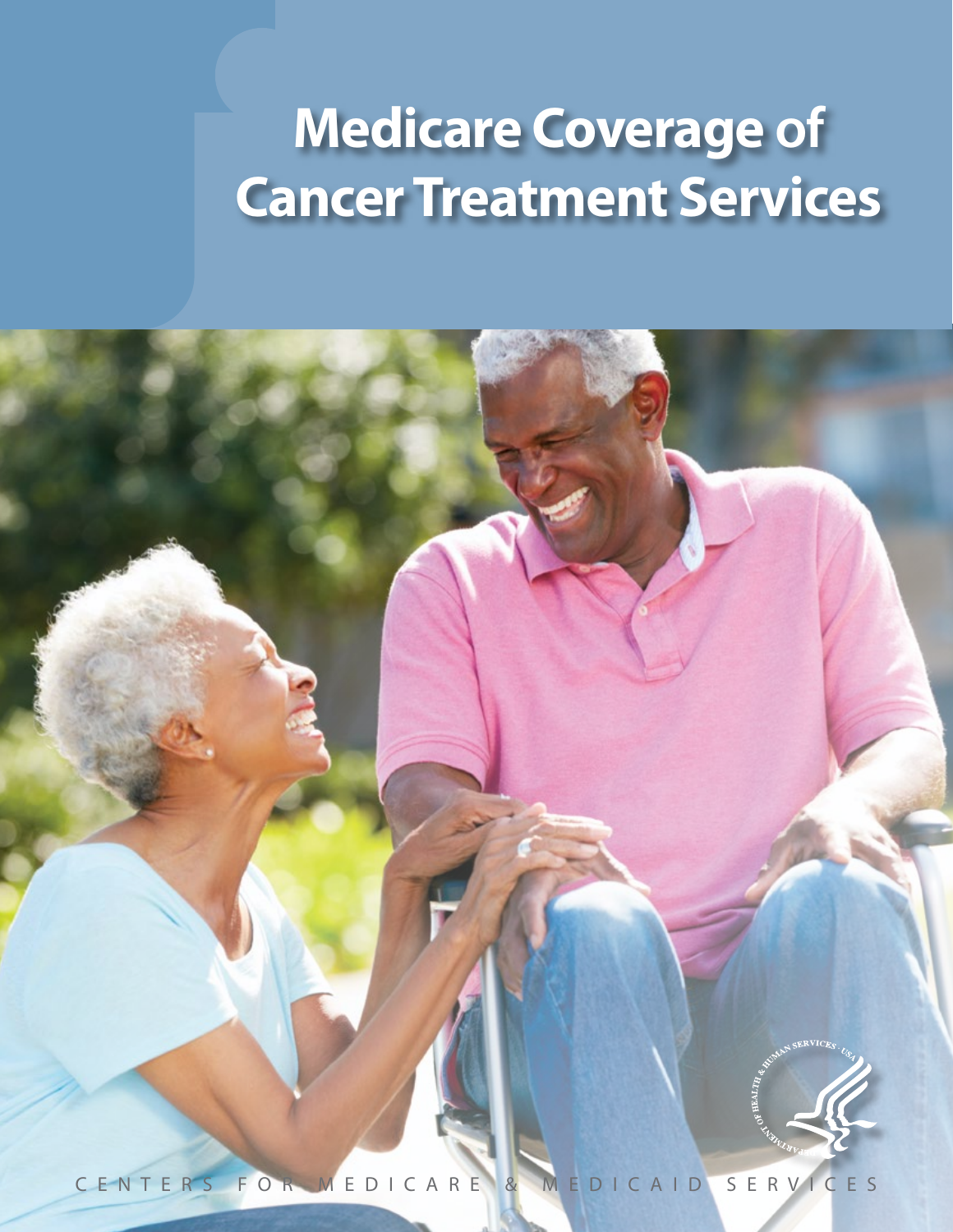# Medicare Coverage of Cancer Treatment Services

CENTERS FOR MEDICARE & MEDICAID SERVICES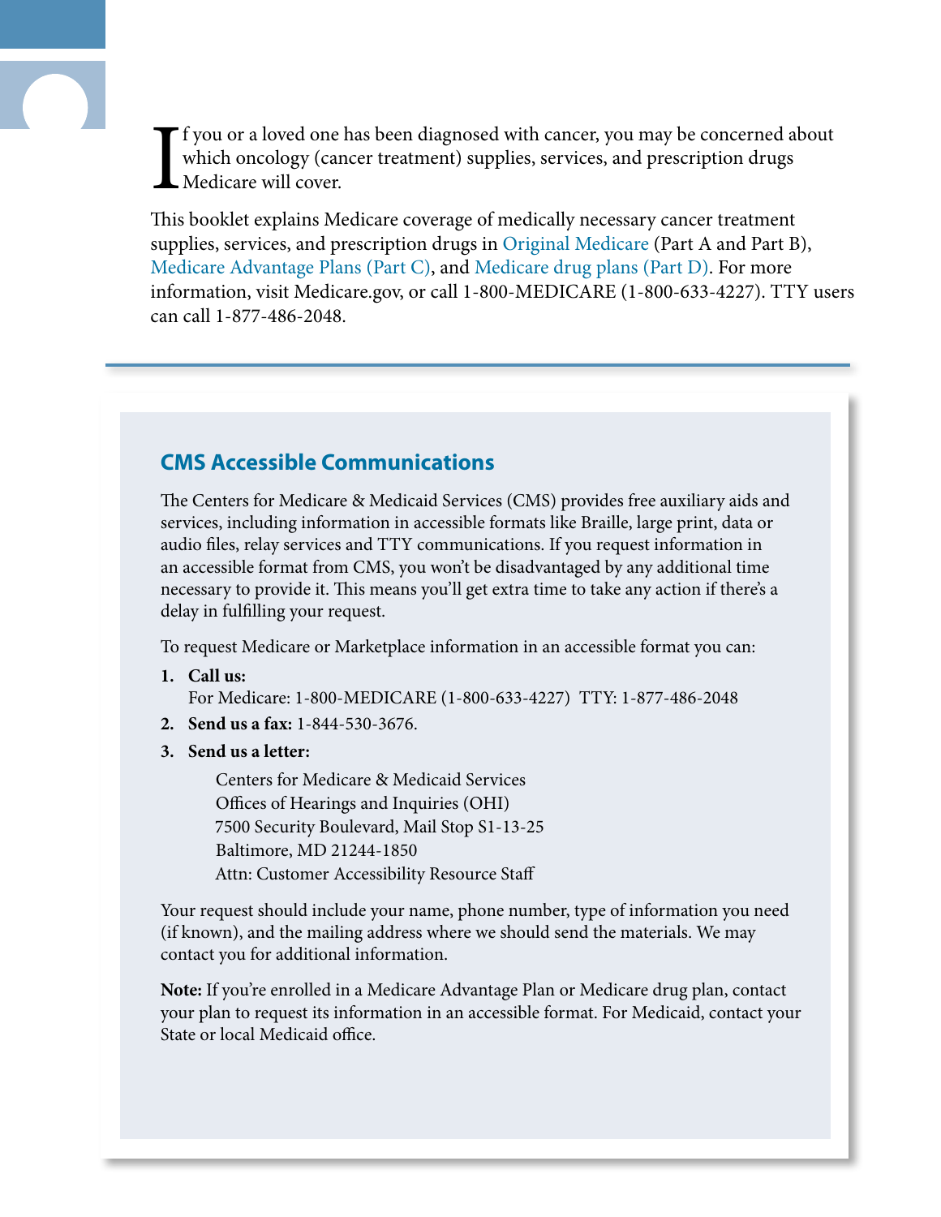If you or a loved one has been diagnosed with cancer, you may be concerned about which oncology (cancer treatment) supplies, services, and prescription drugs Medicare will cover.

This booklet explains Medicare coverage of medically necessary cancer treatment supplies, services, and prescription drugs in Original Medicare (Part A and Part B), Medicare Advantage Plans (Part C), and Medicare drug plans (Part D). For more information, visit Medicare.gov, or call 1-800-MEDICARE (1-800-633-4227). TTY users can call 1-877-486-2048.

## CMS Accessible Communications

The Centers for Medicare & Medicaid Services (CMS) provides free auxiliary aids and services, including information in accessible formats like Braille, large print, data or audio files, relay services and TTY communications. If you request information in an accessible format from CMS, you won't be disadvantaged by any additional time necessary to provide it. This means you'll get extra time to take any action if there's a delay in fulfilling your request.

To request Medicare or Marketplace information in an accessible format you can:

1. **Call us:**
   For Medicare: 1-800-MEDICARE (1-800-633-4227) TTY: 1-877-486-2048
2. **Send us a fax:** 1-844-530-3676.
3. **Send us a letter:**

   Centers for Medicare & Medicaid Services
   Offices of Hearings and Inquiries (OHI)
   7500 Security Boulevard, Mail Stop S1-13-25
   Baltimore, MD 21244-1850
   Attn: Customer Accessibility Resource Staff

Your request should include your name, phone number, type of information you need (if known), and the mailing address where we should send the materials. We may contact you for additional information.

**Note:** If you're enrolled in a Medicare Advantage Plan or Medicare drug plan, contact your plan to request its information in an accessible format. For Medicaid, contact your State or local Medicaid office.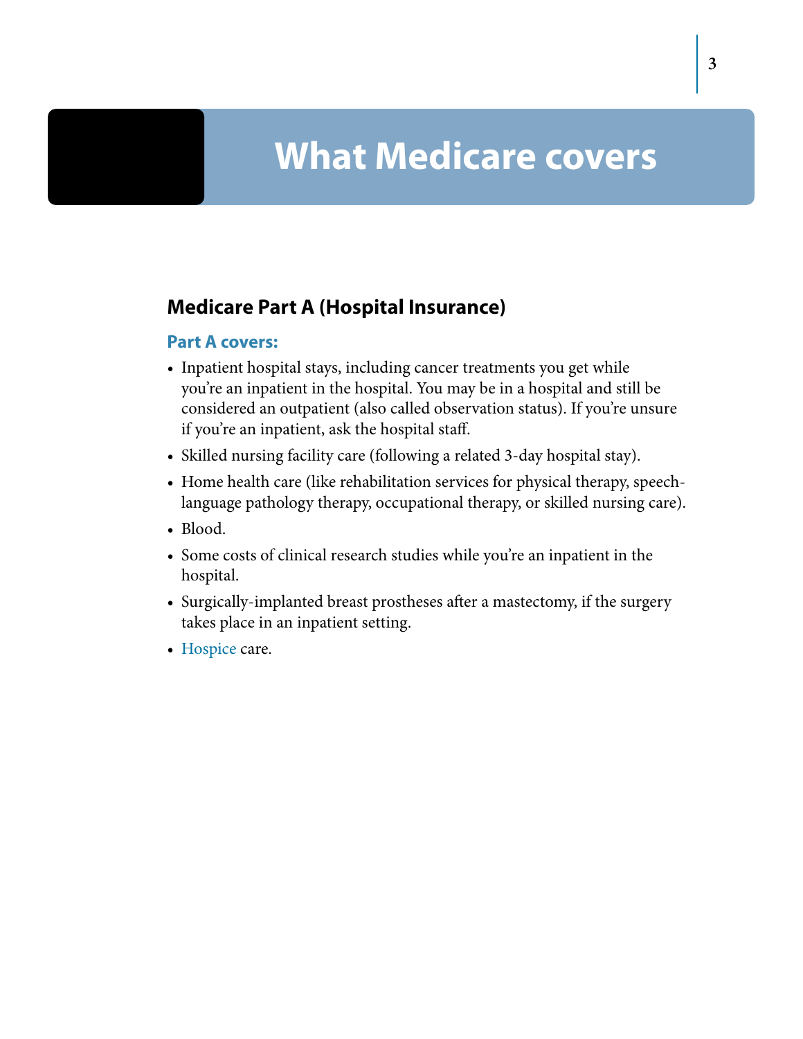# What Medicare covers

## Medicare Part A (Hospital Insurance)

### Part A covers:

- Inpatient hospital stays, including cancer treatments you get while you're an inpatient in the hospital. You may be in a hospital and still be considered an outpatient (also called observation status). If you're unsure if you're an inpatient, ask the hospital staff.
- Skilled nursing facility care (following a related 3-day hospital stay).
- Home health care (like rehabilitation services for physical therapy, speech-language pathology therapy, occupational therapy, or skilled nursing care).
- Blood.
- Some costs of clinical research studies while you're an inpatient in the hospital.
- Surgically-implanted breast prostheses after a mastectomy, if the surgery takes place in an inpatient setting.
- Hospice care.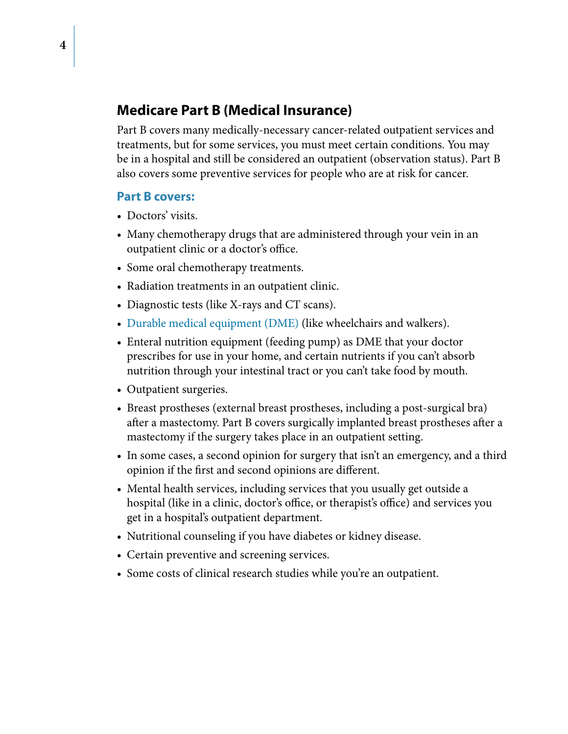## Medicare Part B (Medical Insurance)

Part B covers many medically-necessary cancer-related outpatient services and treatments, but for some services, you must meet certain conditions. You may be in a hospital and still be considered an outpatient (observation status). Part B also covers some preventive services for people who are at risk for cancer.

### Part B covers:

- Doctors' visits.
- Many chemotherapy drugs that are administered through your vein in an outpatient clinic or a doctor's office.
- Some oral chemotherapy treatments.
- Radiation treatments in an outpatient clinic.
- Diagnostic tests (like X-rays and CT scans).
- Durable medical equipment (DME) (like wheelchairs and walkers).
- Enteral nutrition equipment (feeding pump) as DME that your doctor prescribes for use in your home, and certain nutrients if you can't absorb nutrition through your intestinal tract or you can't take food by mouth.
- Outpatient surgeries.
- Breast prostheses (external breast prostheses, including a post-surgical bra) after a mastectomy. Part B covers surgically implanted breast prostheses after a mastectomy if the surgery takes place in an outpatient setting.
- In some cases, a second opinion for surgery that isn't an emergency, and a third opinion if the first and second opinions are different.
- Mental health services, including services that you usually get outside a hospital (like in a clinic, doctor's office, or therapist's office) and services you get in a hospital's outpatient department.
- Nutritional counseling if you have diabetes or kidney disease.
- Certain preventive and screening services.
- Some costs of clinical research studies while you're an outpatient.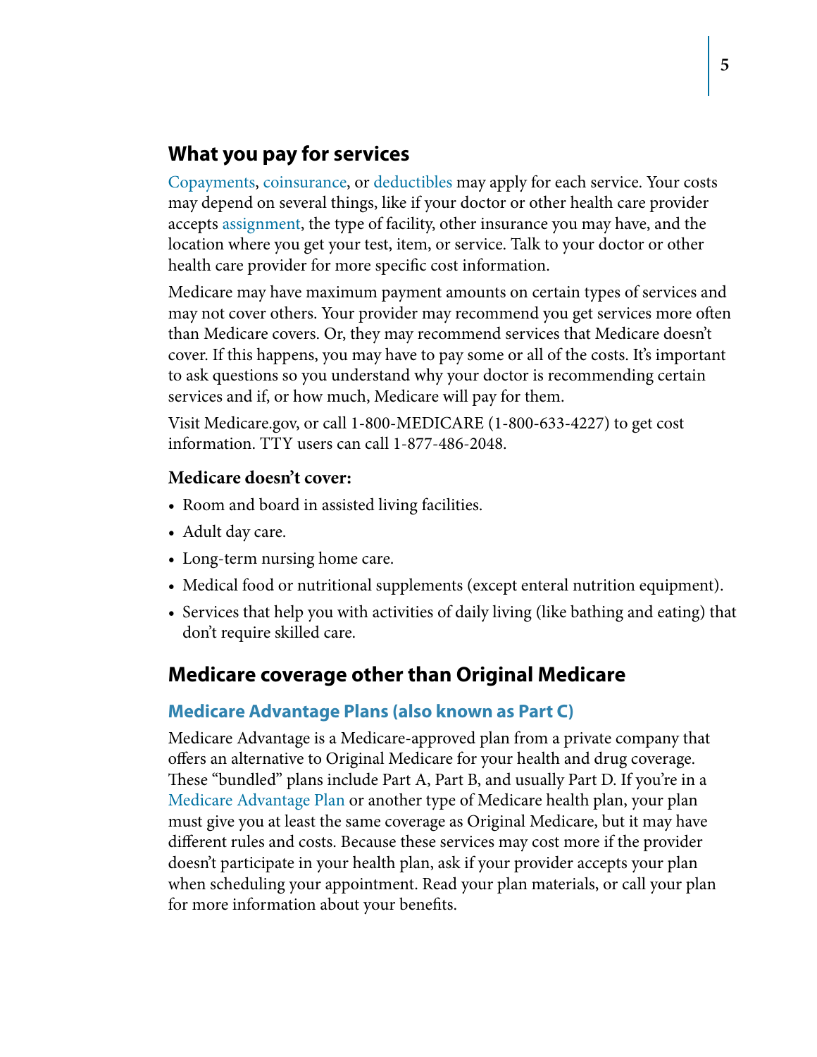## What you pay for services

Copayments, coinsurance, or deductibles may apply for each service. Your costs may depend on several things, like if your doctor or other health care provider accepts assignment, the type of facility, other insurance you may have, and the location where you get your test, item, or service. Talk to your doctor or other health care provider for more specific cost information.

Medicare may have maximum payment amounts on certain types of services and may not cover others. Your provider may recommend you get services more often than Medicare covers. Or, they may recommend services that Medicare doesn't cover. If this happens, you may have to pay some or all of the costs. It's important to ask questions so you understand why your doctor is recommending certain services and if, or how much, Medicare will pay for them.

Visit Medicare.gov, or call 1-800-MEDICARE (1-800-633-4227) to get cost information. TTY users can call 1-877-486-2048.

**Medicare doesn't cover:**

- Room and board in assisted living facilities.
- Adult day care.
- Long-term nursing home care.
- Medical food or nutritional supplements (except enteral nutrition equipment).
- Services that help you with activities of daily living (like bathing and eating) that don't require skilled care.

## Medicare coverage other than Original Medicare

### Medicare Advantage Plans (also known as Part C)

Medicare Advantage is a Medicare-approved plan from a private company that offers an alternative to Original Medicare for your health and drug coverage. These "bundled" plans include Part A, Part B, and usually Part D. If you're in a Medicare Advantage Plan or another type of Medicare health plan, your plan must give you at least the same coverage as Original Medicare, but it may have different rules and costs. Because these services may cost more if the provider doesn't participate in your health plan, ask if your provider accepts your plan when scheduling your appointment. Read your plan materials, or call your plan for more information about your benefits.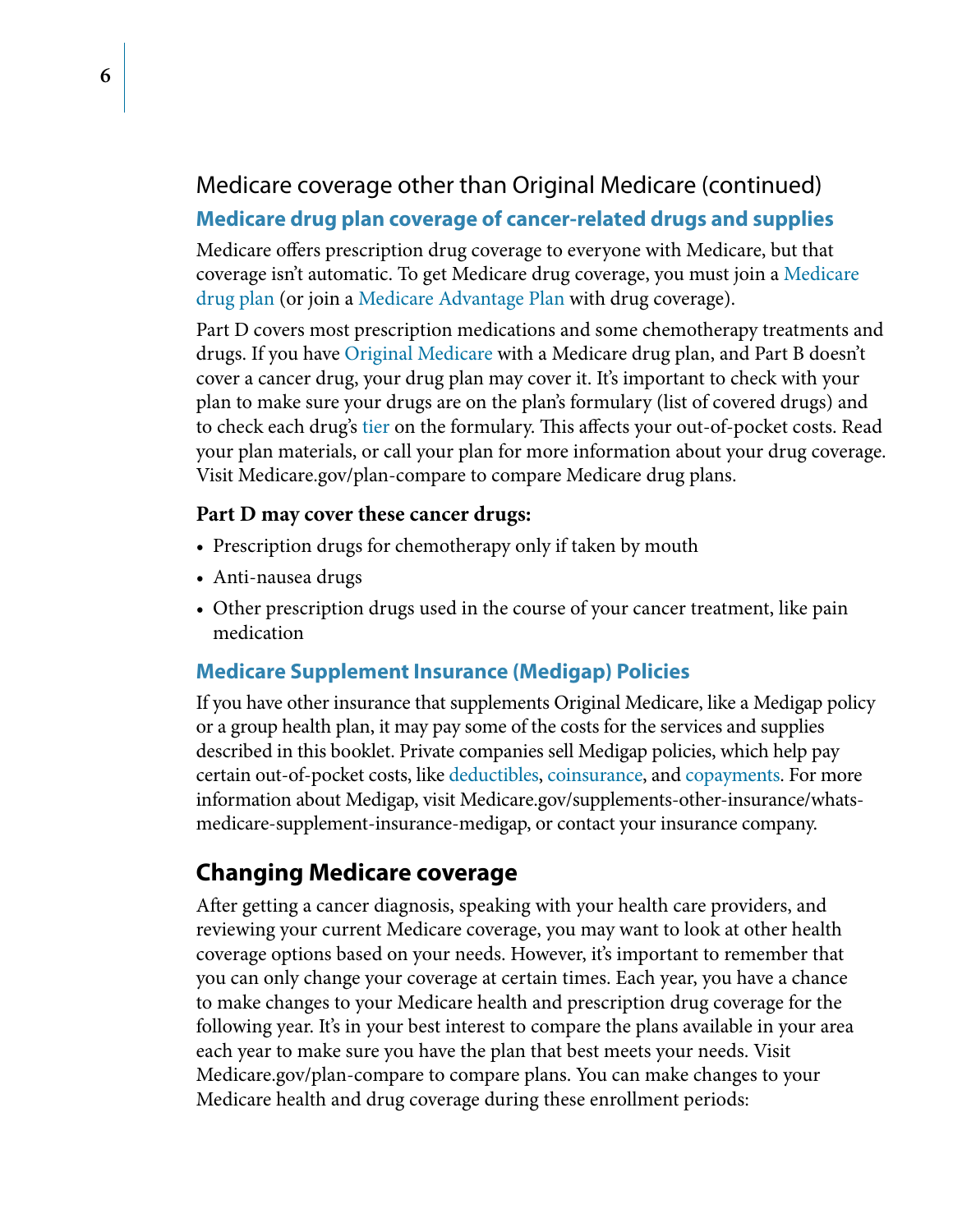## Medicare coverage other than Original Medicare (continued)

### Medicare drug plan coverage of cancer-related drugs and supplies

Medicare offers prescription drug coverage to everyone with Medicare, but that coverage isn't automatic. To get Medicare drug coverage, you must join a Medicare drug plan (or join a Medicare Advantage Plan with drug coverage).

Part D covers most prescription medications and some chemotherapy treatments and drugs. If you have Original Medicare with a Medicare drug plan, and Part B doesn't cover a cancer drug, your drug plan may cover it. It's important to check with your plan to make sure your drugs are on the plan's formulary (list of covered drugs) and to check each drug's tier on the formulary. This affects your out-of-pocket costs. Read your plan materials, or call your plan for more information about your drug coverage. Visit Medicare.gov/plan-compare to compare Medicare drug plans.

**Part D may cover these cancer drugs:**

- Prescription drugs for chemotherapy only if taken by mouth
- Anti-nausea drugs
- Other prescription drugs used in the course of your cancer treatment, like pain medication

### Medicare Supplement Insurance (Medigap) Policies

If you have other insurance that supplements Original Medicare, like a Medigap policy or a group health plan, it may pay some of the costs for the services and supplies described in this booklet. Private companies sell Medigap policies, which help pay certain out-of-pocket costs, like deductibles, coinsurance, and copayments. For more information about Medigap, visit Medicare.gov/supplements-other-insurance/whats-medicare-supplement-insurance-medigap, or contact your insurance company.

## Changing Medicare coverage

After getting a cancer diagnosis, speaking with your health care providers, and reviewing your current Medicare coverage, you may want to look at other health coverage options based on your needs. However, it's important to remember that you can only change your coverage at certain times. Each year, you have a chance to make changes to your Medicare health and prescription drug coverage for the following year. It's in your best interest to compare the plans available in your area each year to make sure you have the plan that best meets your needs. Visit Medicare.gov/plan-compare to compare plans. You can make changes to your Medicare health and drug coverage during these enrollment periods: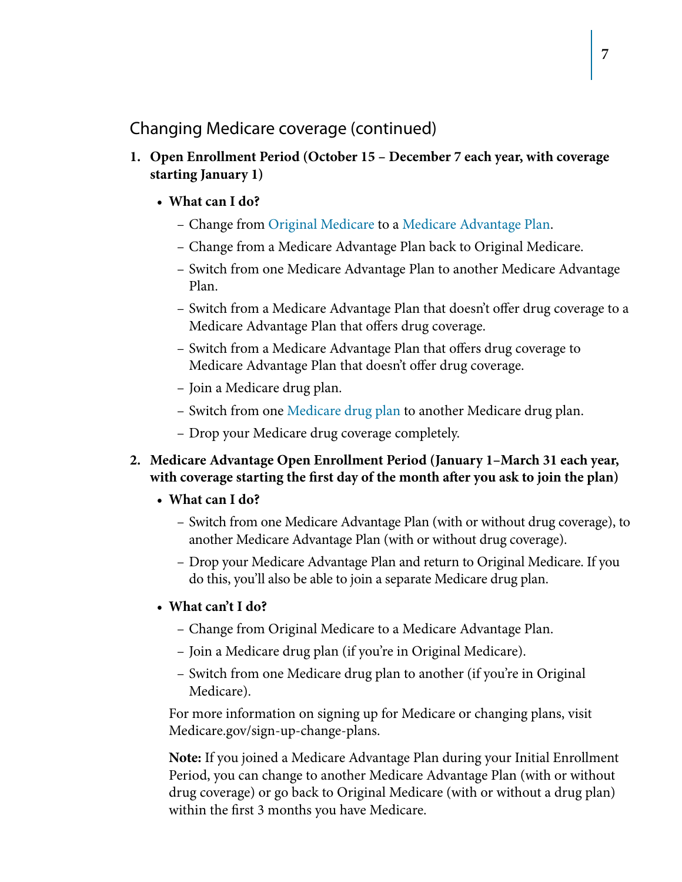## Changing Medicare coverage (continued)

1. **Open Enrollment Period (October 15 – December 7 each year, with coverage starting January 1)**
   - **What can I do?**
     - Change from Original Medicare to a Medicare Advantage Plan.
     - Change from a Medicare Advantage Plan back to Original Medicare.
     - Switch from one Medicare Advantage Plan to another Medicare Advantage Plan.
     - Switch from a Medicare Advantage Plan that doesn't offer drug coverage to a Medicare Advantage Plan that offers drug coverage.
     - Switch from a Medicare Advantage Plan that offers drug coverage to Medicare Advantage Plan that doesn't offer drug coverage.
     - Join a Medicare drug plan.
     - Switch from one Medicare drug plan to another Medicare drug plan.
     - Drop your Medicare drug coverage completely.

2. **Medicare Advantage Open Enrollment Period (January 1–March 31 each year, with coverage starting the first day of the month after you ask to join the plan)**
   - **What can I do?**
     - Switch from one Medicare Advantage Plan (with or without drug coverage), to another Medicare Advantage Plan (with or without drug coverage).
     - Drop your Medicare Advantage Plan and return to Original Medicare. If you do this, you'll also be able to join a separate Medicare drug plan.
   - **What can't I do?**
     - Change from Original Medicare to a Medicare Advantage Plan.
     - Join a Medicare drug plan (if you're in Original Medicare).
     - Switch from one Medicare drug plan to another (if you're in Original Medicare).

   For more information on signing up for Medicare or changing plans, visit Medicare.gov/sign-up-change-plans.

   **Note:** If you joined a Medicare Advantage Plan during your Initial Enrollment Period, you can change to another Medicare Advantage Plan (with or without drug coverage) or go back to Original Medicare (with or without a drug plan) within the first 3 months you have Medicare.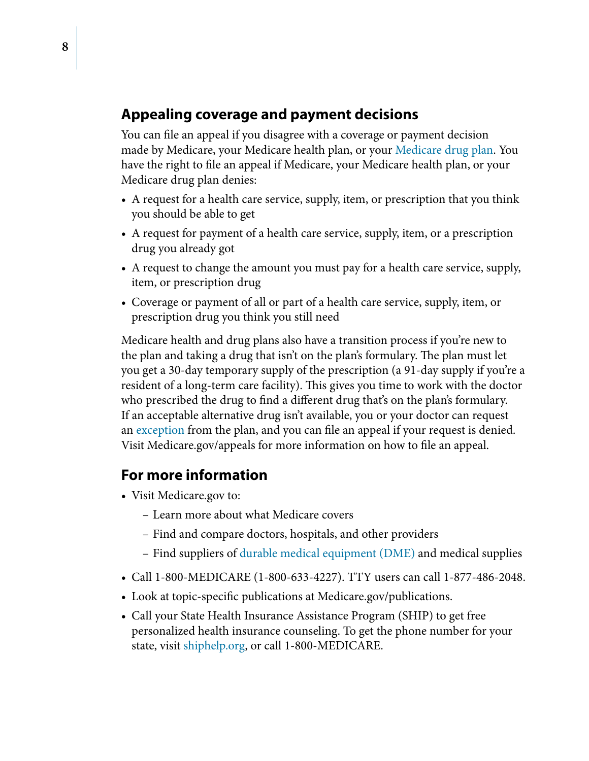## Appealing coverage and payment decisions

You can file an appeal if you disagree with a coverage or payment decision made by Medicare, your Medicare health plan, or your Medicare drug plan. You have the right to file an appeal if Medicare, your Medicare health plan, or your Medicare drug plan denies:

- A request for a health care service, supply, item, or prescription that you think you should be able to get
- A request for payment of a health care service, supply, item, or a prescription drug you already got
- A request to change the amount you must pay for a health care service, supply, item, or prescription drug
- Coverage or payment of all or part of a health care service, supply, item, or prescription drug you think you still need

Medicare health and drug plans also have a transition process if you're new to the plan and taking a drug that isn't on the plan's formulary. The plan must let you get a 30-day temporary supply of the prescription (a 91-day supply if you're a resident of a long-term care facility). This gives you time to work with the doctor who prescribed the drug to find a different drug that's on the plan's formulary. If an acceptable alternative drug isn't available, you or your doctor can request an exception from the plan, and you can file an appeal if your request is denied. Visit Medicare.gov/appeals for more information on how to file an appeal.

## For more information

- Visit Medicare.gov to:
  - Learn more about what Medicare covers
  - Find and compare doctors, hospitals, and other providers
  - Find suppliers of durable medical equipment (DME) and medical supplies
- Call 1-800-MEDICARE (1-800-633-4227). TTY users can call 1-877-486-2048.
- Look at topic-specific publications at Medicare.gov/publications.
- Call your State Health Insurance Assistance Program (SHIP) to get free personalized health insurance counseling. To get the phone number for your state, visit shiphelp.org, or call 1-800-MEDICARE.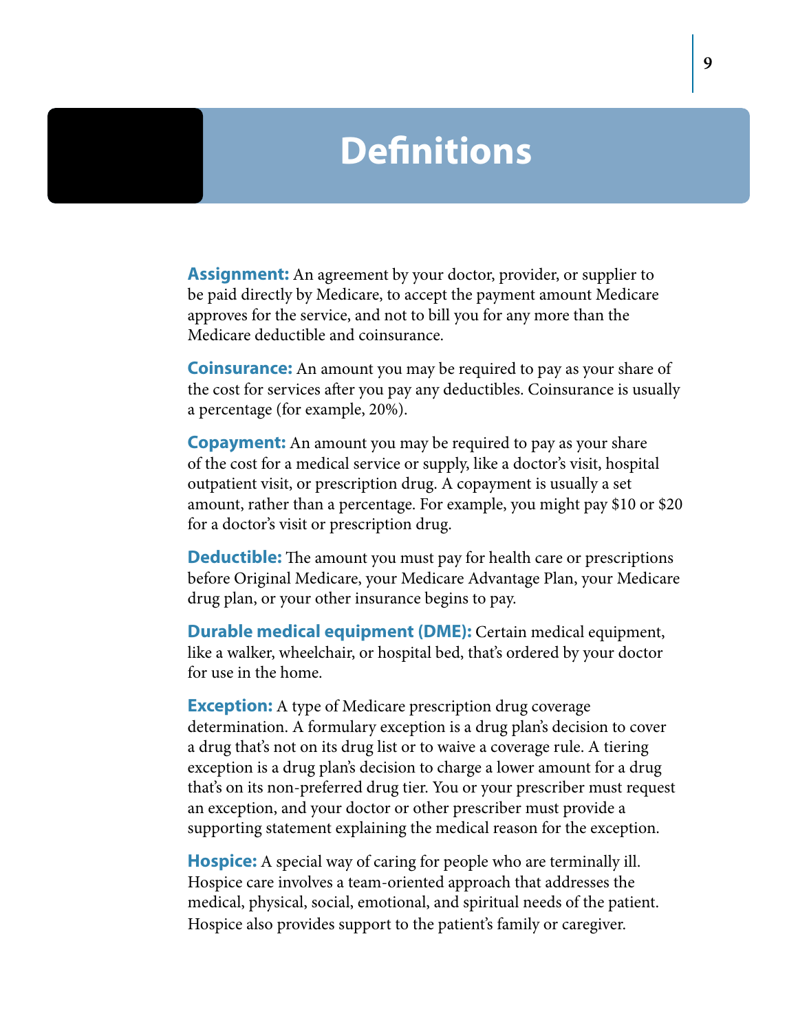# Definitions

**Assignment:** An agreement by your doctor, provider, or supplier to be paid directly by Medicare, to accept the payment amount Medicare approves for the service, and not to bill you for any more than the Medicare deductible and coinsurance.

**Coinsurance:** An amount you may be required to pay as your share of the cost for services after you pay any deductibles. Coinsurance is usually a percentage (for example, 20%).

**Copayment:** An amount you may be required to pay as your share of the cost for a medical service or supply, like a doctor's visit, hospital outpatient visit, or prescription drug. A copayment is usually a set amount, rather than a percentage. For example, you might pay $10 or $20 for a doctor's visit or prescription drug.

**Deductible:** The amount you must pay for health care or prescriptions before Original Medicare, your Medicare Advantage Plan, your Medicare drug plan, or your other insurance begins to pay.

**Durable medical equipment (DME):** Certain medical equipment, like a walker, wheelchair, or hospital bed, that's ordered by your doctor for use in the home.

**Exception:** A type of Medicare prescription drug coverage determination. A formulary exception is a drug plan's decision to cover a drug that's not on its drug list or to waive a coverage rule. A tiering exception is a drug plan's decision to charge a lower amount for a drug that's on its non-preferred drug tier. You or your prescriber must request an exception, and your doctor or other prescriber must provide a supporting statement explaining the medical reason for the exception.

**Hospice:** A special way of caring for people who are terminally ill. Hospice care involves a team-oriented approach that addresses the medical, physical, social, emotional, and spiritual needs of the patient. Hospice also provides support to the patient's family or caregiver.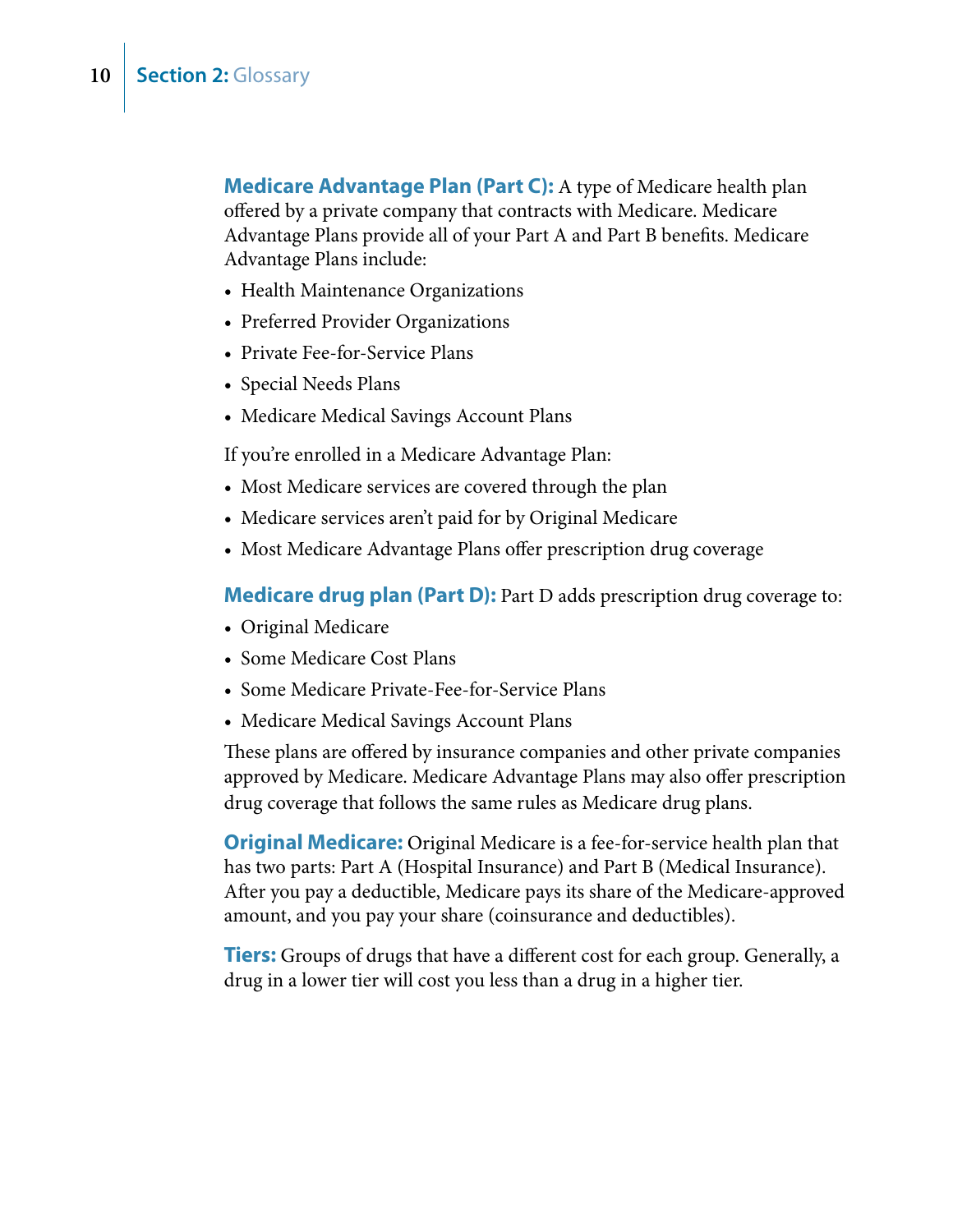**Medicare Advantage Plan (Part C):** A type of Medicare health plan offered by a private company that contracts with Medicare. Medicare Advantage Plans provide all of your Part A and Part B benefits. Medicare Advantage Plans include:

- Health Maintenance Organizations
- Preferred Provider Organizations
- Private Fee-for-Service Plans
- Special Needs Plans
- Medicare Medical Savings Account Plans

If you're enrolled in a Medicare Advantage Plan:

- Most Medicare services are covered through the plan
- Medicare services aren't paid for by Original Medicare
- Most Medicare Advantage Plans offer prescription drug coverage

**Medicare drug plan (Part D):** Part D adds prescription drug coverage to:

- Original Medicare
- Some Medicare Cost Plans
- Some Medicare Private-Fee-for-Service Plans
- Medicare Medical Savings Account Plans

These plans are offered by insurance companies and other private companies approved by Medicare. Medicare Advantage Plans may also offer prescription drug coverage that follows the same rules as Medicare drug plans.

**Original Medicare:** Original Medicare is a fee-for-service health plan that has two parts: Part A (Hospital Insurance) and Part B (Medical Insurance). After you pay a deductible, Medicare pays its share of the Medicare-approved amount, and you pay your share (coinsurance and deductibles).

**Tiers:** Groups of drugs that have a different cost for each group. Generally, a drug in a lower tier will cost you less than a drug in a higher tier.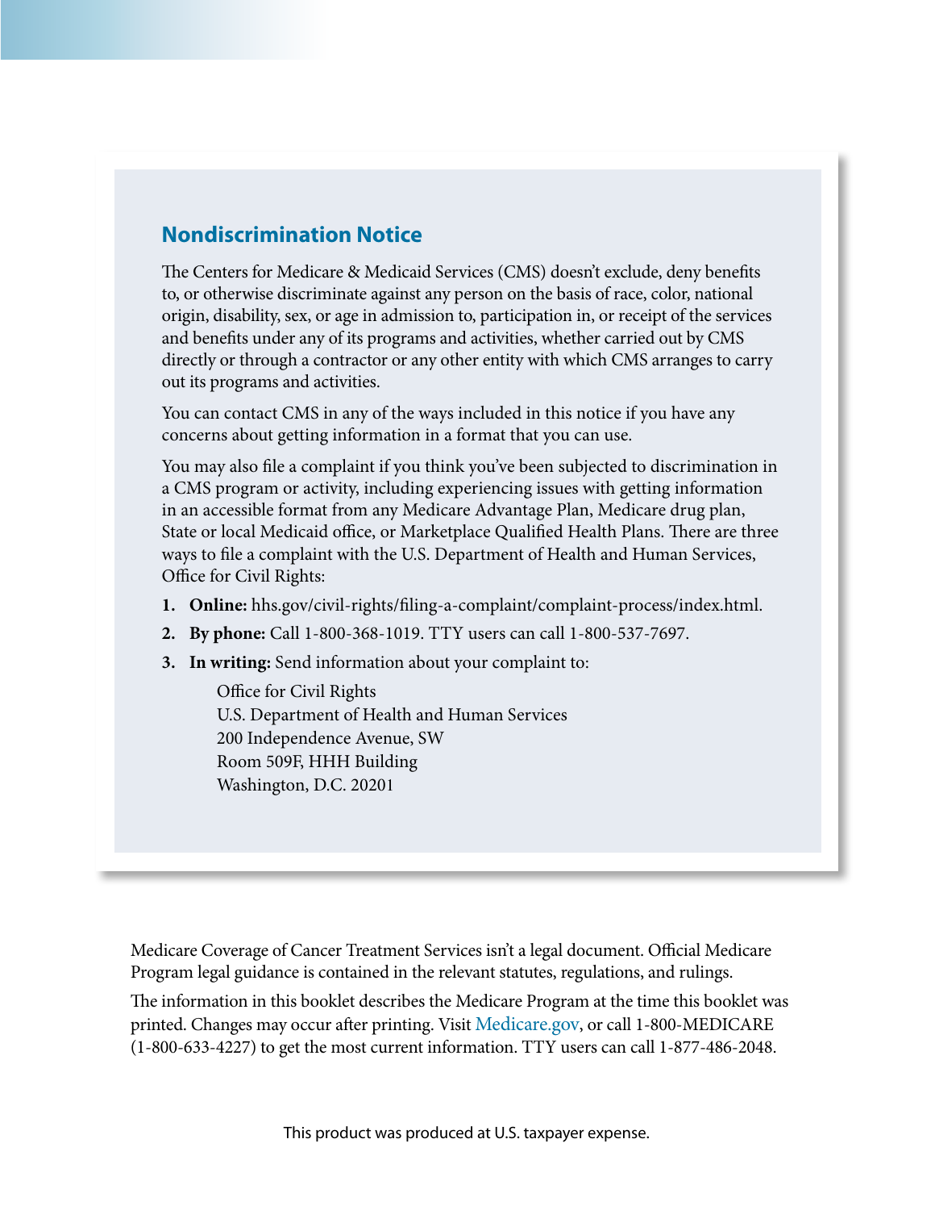## Nondiscrimination Notice

The Centers for Medicare & Medicaid Services (CMS) doesn't exclude, deny benefits to, or otherwise discriminate against any person on the basis of race, color, national origin, disability, sex, or age in admission to, participation in, or receipt of the services and benefits under any of its programs and activities, whether carried out by CMS directly or through a contractor or any other entity with which CMS arranges to carry out its programs and activities.

You can contact CMS in any of the ways included in this notice if you have any concerns about getting information in a format that you can use.

You may also file a complaint if you think you've been subjected to discrimination in a CMS program or activity, including experiencing issues with getting information in an accessible format from any Medicare Advantage Plan, Medicare drug plan, State or local Medicaid office, or Marketplace Qualified Health Plans. There are three ways to file a complaint with the U.S. Department of Health and Human Services, Office for Civil Rights:

1. **Online:** hhs.gov/civil-rights/filing-a-complaint/complaint-process/index.html.
2. **By phone:** Call 1-800-368-1019. TTY users can call 1-800-537-7697.
3. **In writing:** Send information about your complaint to:

   Office for Civil Rights
   U.S. Department of Health and Human Services
   200 Independence Avenue, SW
   Room 509F, HHH Building
   Washington, D.C. 20201

Medicare Coverage of Cancer Treatment Services isn't a legal document. Official Medicare Program legal guidance is contained in the relevant statutes, regulations, and rulings.

The information in this booklet describes the Medicare Program at the time this booklet was printed. Changes may occur after printing. Visit Medicare.gov, or call 1-800-MEDICARE (1-800-633-4227) to get the most current information. TTY users can call 1-877-486-2048.

This product was produced at U.S. taxpayer expense.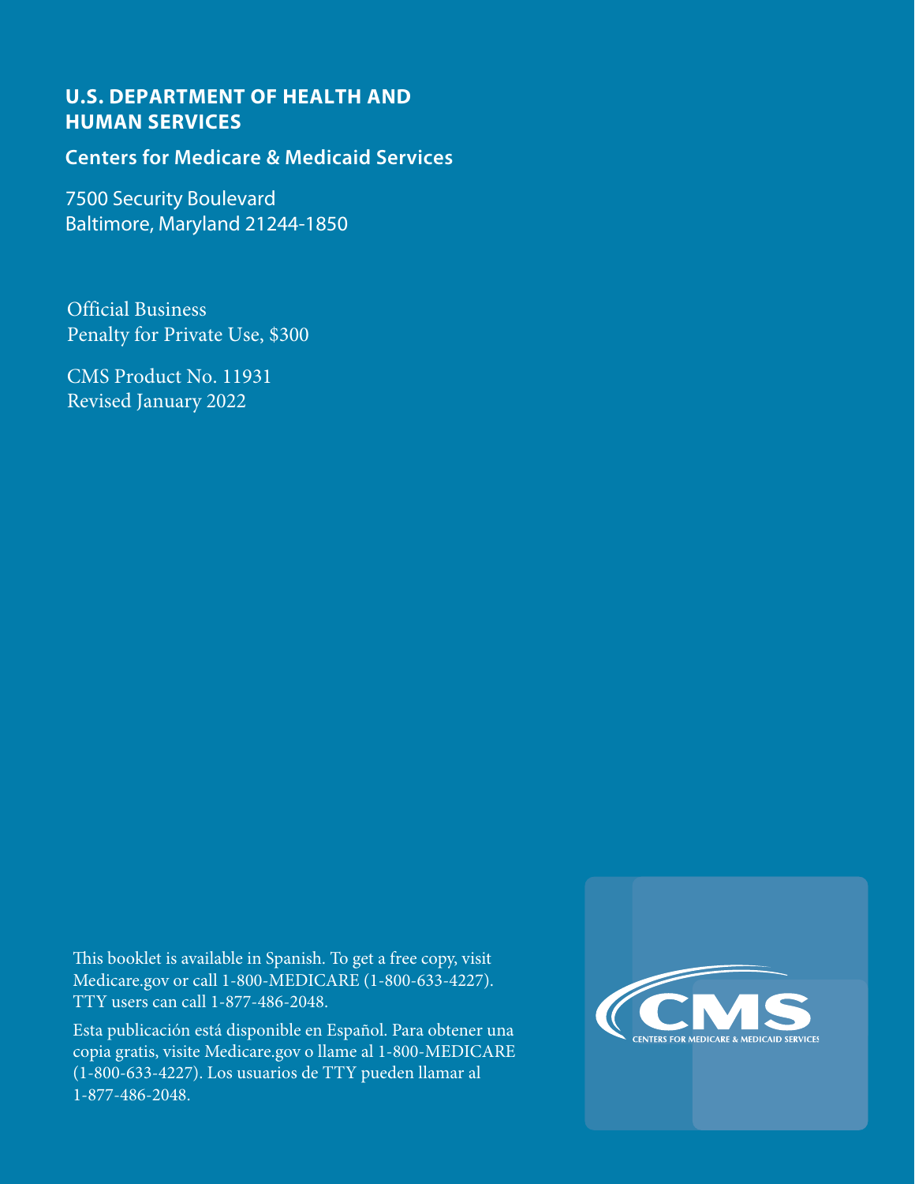**U.S. DEPARTMENT OF HEALTH AND HUMAN SERVICES**

**Centers for Medicare & Medicaid Services**

7500 Security Boulevard
Baltimore, Maryland 21244-1850

Official Business
Penalty for Private Use, $300

CMS Product No. 11931
Revised January 2022

This booklet is available in Spanish. To get a free copy, visit Medicare.gov or call 1-800-MEDICARE (1-800-633-4227). TTY users can call 1-877-486-2048.

Esta publicación está disponible en Español. Para obtener una copia gratis, visite Medicare.gov o llame al 1-800-MEDICARE (1-800-633-4227). Los usuarios de TTY pueden llamar al 1-877-486-2048.

CMS
CENTERS FOR MEDICARE & MEDICAID SERVICES